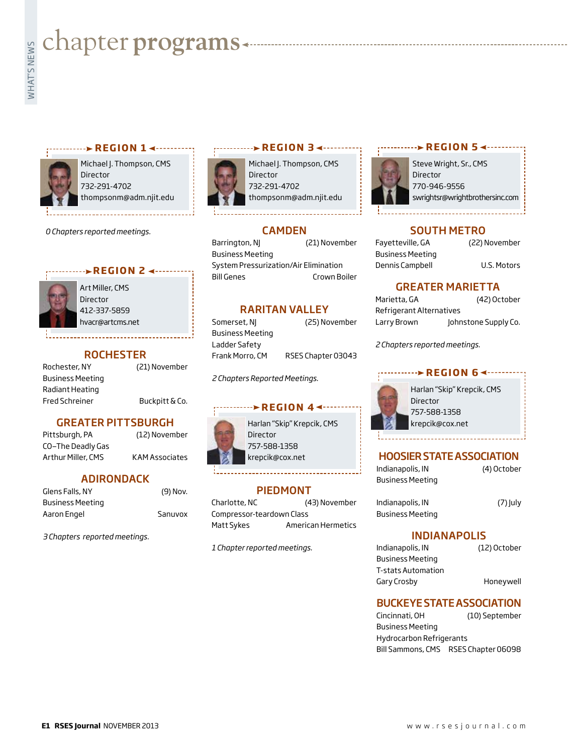# chapter programs

## REGION 1

Michael J. Thompson, CMS
Director
732-291-4702
thompsonm@adm.njit.edu

*0 Chapters reported meetings.*

## REGION 2

Art Miller, CMS
Director
412-337-5859
hvacr@artcms.net

### ROCHESTER

Rochester, NY (21) November
Business Meeting
Radiant Heating
Fred Schreiner — Buckpitt & Co.

### GREATER PITTSBURGH

Pittsburgh, PA (12) November
CO–The Deadly Gas
Arthur Miller, CMS — KAM Associates

### ADIRONDACK

Glens Falls, NY (9) Nov.
Business Meeting
Aaron Engel — Sanuvox

*3 Chapters reported meetings.*

## REGION 3

Michael J. Thompson, CMS
Director
732-291-4702
thompsonm@adm.njit.edu

### CAMDEN

Barrington, NJ (21) November
Business Meeting
System Pressurization/Air Elimination
Bill Genes — Crown Boiler

### RARITAN VALLEY

Somerset, NJ (25) November
Business Meeting
Ladder Safety
Frank Morro, CM — RSES Chapter 03043

*2 Chapters Reported Meetings.*

## REGION 4

Harlan "Skip" Krepcik, CMS
Director
757-588-1358
krepcik@cox.net

### PIEDMONT

Charlotte, NC (43) November
Compressor-teardown Class
Matt Sykes — American Hermetics

*1 Chapter reported meetings.*

## REGION 5

Steve Wright, Sr., CMS
Director
770-946-9556
swrightsr@wrightbrothersinc.com

### SOUTH METRO

Fayetteville, GA (22) November
Business Meeting
Dennis Campbell — U.S. Motors

### GREATER MARIETTA

Marietta, GA (42) October
Refrigerant Alternatives
Larry Brown — Johnstone Supply Co.

*2 Chapters reported meetings.*

## REGION 6

Harlan "Skip" Krepcik, CMS
Director
757-588-1358
krepcik@cox.net

### HOOSIER STATE ASSOCIATION

Indianapolis, IN (4) October
Business Meeting

Indianapolis, IN (7) July
Business Meeting

### INDIANAPOLIS

Indianapolis, IN (12) October
Business Meeting
T-stats Automation
Gary Crosby — Honeywell

### BUCKEYE STATE ASSOCIATION

Cincinnati, OH (10) September
Business Meeting
Hydrocarbon Refrigerants
Bill Sammons, CMS — RSES Chapter 06098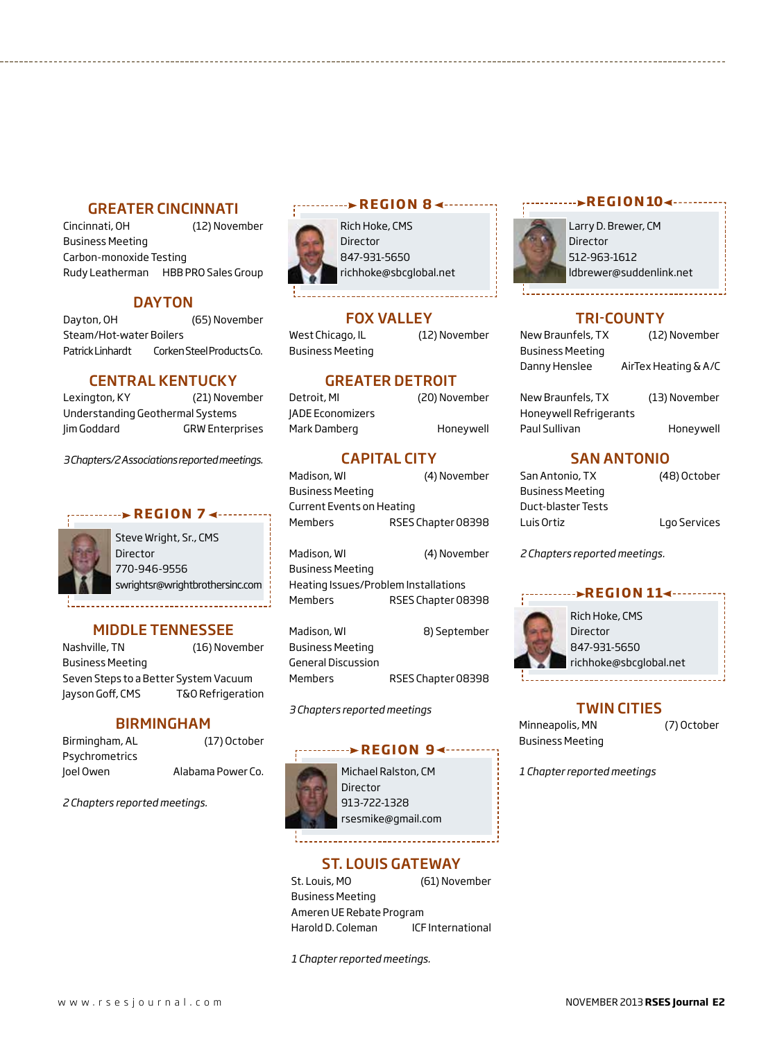## GREATER CINCINNATI

Cincinnati, OH (12) November
Business Meeting
Carbon-monoxide Testing
Rudy Leatherman HBB PRO Sales Group

## DAYTON

Dayton, OH (65) November
Steam/Hot-water Boilers
Patrick Linhardt Corken Steel Products Co.

## CENTRAL KENTUCKY

Lexington, KY (21) November
Understanding Geothermal Systems
Jim Goddard GRW Enterprises

*3 Chapters/2 Associations reported meetings.*

## REGION 7

Steve Wright, Sr., CMS
Director
770-946-9556
swrightsr@wrightbrothersinc.com

## MIDDLE TENNESSEE

Nashville, TN (16) November
Business Meeting
Seven Steps to a Better System Vacuum
Jayson Goff, CMS T&O Refrigeration

## BIRMINGHAM

Birmingham, AL (17) October
Psychrometrics
Joel Owen Alabama Power Co.

*2 Chapters reported meetings.*

## REGION 8

Rich Hoke, CMS
Director
847-931-5650
richhoke@sbcglobal.net

## FOX VALLEY

West Chicago, IL (12) November
Business Meeting

## GREATER DETROIT

Detroit, MI (20) November
JADE Economizers
Mark Damberg Honeywell

## CAPITAL CITY

Madison, WI (4) November
Business Meeting
Current Events on Heating
Members RSES Chapter 08398

Madison, WI (4) November
Business Meeting
Heating Issues/Problem Installations
Members RSES Chapter 08398

Madison, WI 8) September
Business Meeting
General Discussion
Members RSES Chapter 08398

*3 Chapters reported meetings*

## REGION 9

Michael Ralston, CM
Director
913-722-1328
rsesmike@gmail.com

## ST. LOUIS GATEWAY

St. Louis, MO (61) November
Business Meeting
Ameren UE Rebate Program
Harold D. Coleman ICF International

*1 Chapter reported meetings.*

## REGION 10

Larry D. Brewer, CM
Director
512-963-1612
ldbrewer@suddenlink.net

## TRI-COUNTY

New Braunfels, TX (12) November
Business Meeting
Danny Henslee AirTex Heating & A/C

New Braunfels, TX (13) November
Honeywell Refrigerants
Paul Sullivan Honeywell

## SAN ANTONIO

San Antonio, TX (48) October
Business Meeting
Duct-blaster Tests
Luis Ortiz Lgo Services

*2 Chapters reported meetings.*

## REGION 11

Rich Hoke, CMS
Director
847-931-5650
richhoke@sbcglobal.net

## TWIN CITIES

Minneapolis, MN (7) October
Business Meeting

*1 Chapter reported meetings*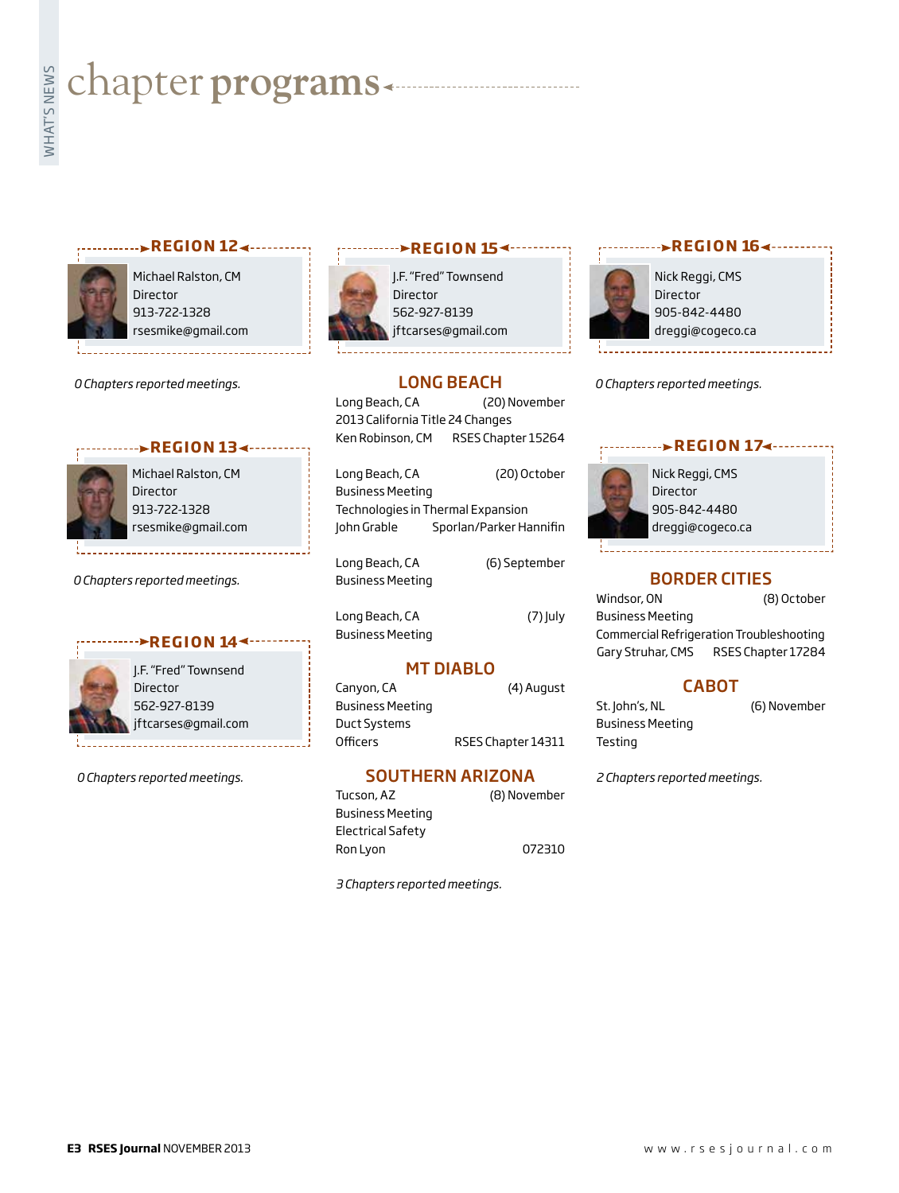# chapter programs

## REGION 12

Michael Ralston, CM
Director
913-722-1328
rsesmike@gmail.com

*0 Chapters reported meetings.*

## REGION 13

Michael Ralston, CM
Director
913-722-1328
rsesmike@gmail.com

*0 Chapters reported meetings.*

## REGION 14

J.F. "Fred" Townsend
Director
562-927-8139
jftcarses@gmail.com

*0 Chapters reported meetings.*

## REGION 15

J.F. "Fred" Townsend
Director
562-927-8139
jftcarses@gmail.com

### LONG BEACH

Long Beach, CA (20) November
2013 California Title 24 Changes
Ken Robinson, CM RSES Chapter 15264

Long Beach, CA (20) October
Business Meeting
Technologies in Thermal Expansion
John Grable Sporlan/Parker Hannifin

Long Beach, CA (6) September
Business Meeting

Long Beach, CA (7) July
Business Meeting

### MT DIABLO

Canyon, CA (4) August
Business Meeting
Duct Systems
Officers RSES Chapter 14311

### SOUTHERN ARIZONA

Tucson, AZ (8) November
Business Meeting
Electrical Safety
Ron Lyon 072310

*3 Chapters reported meetings.*

## REGION 16

Nick Reggi, CMS
Director
905-842-4480
dreggi@cogeco.ca

*0 Chapters reported meetings.*

## REGION 17

Nick Reggi, CMS
Director
905-842-4480
dreggi@cogeco.ca

### BORDER CITIES

Windsor, ON (8) October
Business Meeting
Commercial Refrigeration Troubleshooting
Gary Struhar, CMS RSES Chapter 17284

### CABOT

St. John's, NL (6) November
Business Meeting
Testing

*2 Chapters reported meetings.*